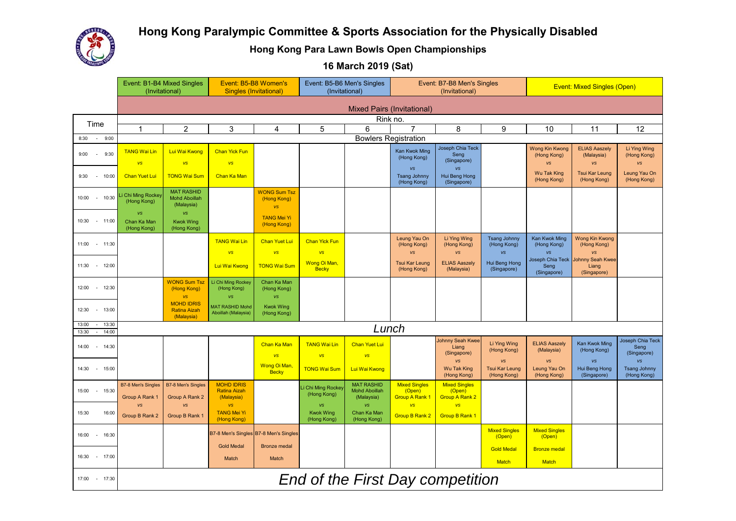# Hong Kong Paralympic Committee & Sports Association for the Physically Disabled

## Hong Kong Para Lawn Bowls Open Championships

### 16 March 2019 (Sat)

| | Event: B1-B4 Mixed Singles (Invitational) | | Event: B5-B8 Women's Singles (Invitational) | | Event: B5-B6 Men's Singles (Invitational) | | Event: B7-B8 Men's Singles (Invitational) | | | Event: Mixed Singles (Open) | | |
|---|---|---|---|---|---|---|---|---|---|---|---|---|
| | Mixed Pairs (Invitational) | | | | | | | | | | | |
| Time | Rink no. | | | | | | | | | | | |
| | 1 | 2 | 3 | 4 | 5 | 6 | 7 | 8 | 9 | 10 | 11 | 12 |
| 8:30 - 9:00 | Bowlers Registration | | | | | | | | | | | |
| 9:00 - 9:30 / 9:30 - 10:00 | TANG Wai Lin vs Chan Yuet Lui | Lui Wai Kwong vs TONG Wai Sum | Chan Yick Fun vs Chan Ka Man | | | | Kan Kwok Ming (Hong Kong) vs Tsang Johnny (Hong Kong) | Joseph Chia Teck Seng (Singapore) vs Hui Beng Hong (Singapore) | | Wong Kin Kwong (Hong Kong) vs Wu Tak King (Hong Kong) | ELIAS Aaszely (Malaysia) vs Tsui Kar Leung (Hong Kong) | Li Ying Wing (Hong Kong) vs Leung Yau On (Hong Kong) |
| 10:00 - 10:30 / 10:30 - 11:00 | Li Chi Ming Rockey (Hong Kong) vs Chan Ka Man (Hong Kong) | MAT RASHID Mohd Aboillah (Malaysia) vs Kwok Wing (Hong Kong) | | WONG Sum Tsz (Hong Kong) vs TANG Mei Yi (Hong Kong) | | | | | | | | |
| 11:00 - 11:30 / 11:30 - 12:00 | | | TANG Wai Lin vs Lui Wai Kwong | Chan Yuet Lui vs TONG Wai Sum | Chan Yick Fun vs Wong Oi Man, Becky | | Leung Yau On (Hong Kong) vs Tsui Kar Leung (Hong Kong) | Li Ying Wing (Hong Kong) vs ELIAS Aaszely (Malaysia) | Tsang Johnny (Hong Kong) vs Hui Beng Hong (Singapore) | Kan Kwok Ming (Hong Kong) vs Joseph Chia Teck Seng (Singapore) | Wong Kin Kwong (Hong Kong) vs Johnny Seah Kwee Liang (Singapore) | |
| 12:00 - 12:30 / 12:30 - 13:00 | | WONG Sum Tsz (Hong Kong) vs MOHD IDRIS Ratina Aizah (Malaysia) | Li Chi Ming Rockey (Hong Kong) vs MAT RASHID Mohd Aboillah (Malaysia) | Chan Ka Man (Hong Kong) vs Kwok Wing (Hong Kong) | | | | | | | | |
| 13:00 - 13:30 / 13:30 - 14:00 | *Lunch* | | | | | | | | | | | |
| 14:00 - 14:30 / 14:30 - 15:00 | | | | Chan Ka Man vs Wong Oi Man, Becky | TANG Wai Lin vs TONG Wai Sum | Chan Yuet Lui vs Lui Wai Kwong | | Johnny Seah Kwee Liang (Singapore) vs Wu Tak King (Hong Kong) | Li Ying Wing (Hong Kong) vs Tsui Kar Leung (Hong Kong) | ELIAS Aaszely (Malaysia) vs Leung Yau On (Hong Kong) | Kan Kwok Ming (Hong Kong) vs Hui Beng Hong (Singapore) | Joseph Chia Teck Seng (Singapore) vs Tsang Johnny (Hong Kong) |
| 15:00 - 15:30 / 15:30 - 16:00 | B7-8 Men's Singles Group A Rank 1 vs Group B Rank 2 | B7-8 Men's Singles Group A Rank 2 vs Group B Rank 1 | MOHD IDRIS Ratina Aizah (Malaysia) vs TANG Mei Yi (Hong Kong) | | Li Chi Ming Rockey (Hong Kong) vs Kwok Wing (Hong Kong) | MAT RASHID Mohd Aboillah (Malaysia) vs Chan Ka Man (Hong Kong) | Mixed Singles (Open) Group A Rank 1 vs Group B Rank 2 | Mixed Singles (Open) Group A Rank 2 vs Group B Rank 1 | | | | |
| 16:00 - 16:30 / 16:30 - 17:00 | | | B7-8 Men's Singles Gold Medal Match | B7-8 Men's Singles Bronze medal Match | | | | | Mixed Singles (Open) Gold Medal Match | Mixed Singles (Open) Bronze medal Match | | |
| 17:00 - 17:30 | *End of the First Day competition* | | | | | | | | | | | |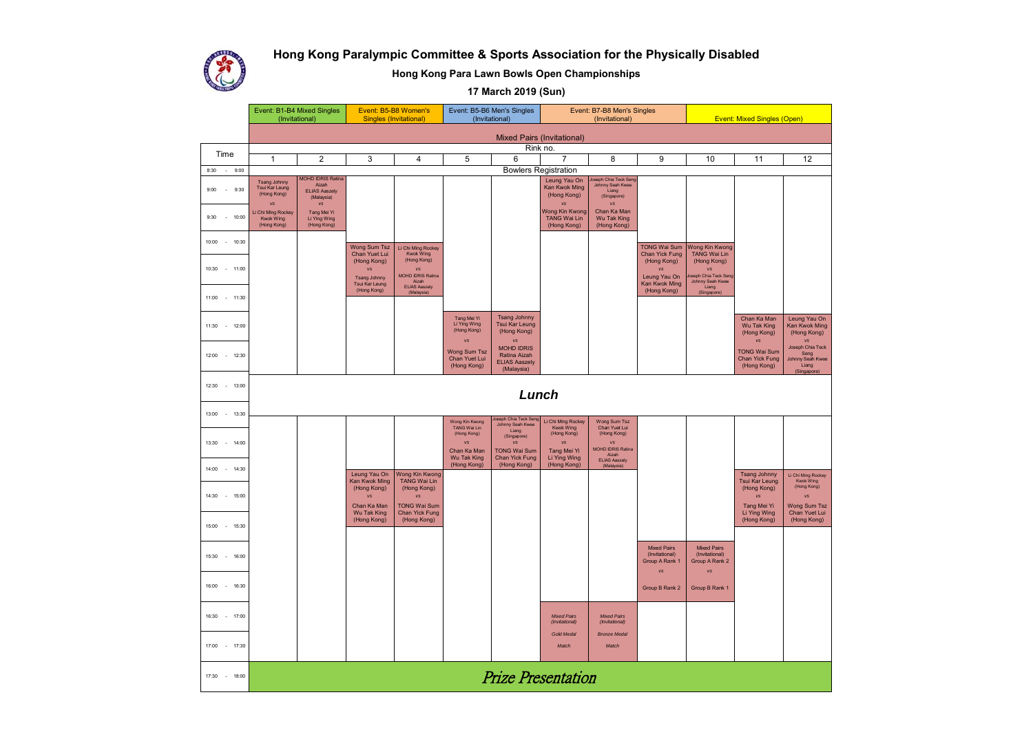# Hong Kong Paralympic Committee & Sports Association for the Physically Disabled

## Hong Kong Para Lawn Bowls Open Championships

### 17 March 2019 (Sun)

| Time | 1 | 2 | 3 | 4 | 5 | 6 | 7 | 8 | 9 | 10 | 11 | 12 |
|---|---|---|---|---|---|---|---|---|---|---|---|---|
| | Event: B1-B4 Mixed Singles (Invitational) | | Event: B5-B8 Women's Singles (Invitational) | | Event: B5-B6 Men's Singles (Invitational) | | Event: B7-B8 Men's Singles (Invitational) | | | Event: Mixed Singles (Open) | | |
| | Mixed Pairs (Invitational) | | | | | | | | | | | |
| | Rink no. | | | | | | | | | | | |
| 8:30 - 9:00 | Bowlers Registration | | | | | | | | | | | |
| 9:00 - 10:00 | Tsang Johnny Tsui Kar Leung (Hong Kong) vs Li Chi Ming Rockey Kwok Wing (Hong Kong) | MOHD IDRIS Ratina Aizah ELIAS Aaszely (Malaysia) vs Tang Mei Yi Li Ying Wing (Hong Kong) | | | | | Leung Yau On Kan Kwok Ming (Hong Kong) vs Wong Kin Kwong TANG Wai Lin (Hong Kong) | Joseph Chia Teck Seng Johnny Seah Kwee Liang (Singapore) vs Chan Ka Man Wu Tak King (Hong Kong) | | | | |
| 10:00 - 11:30 | | | Wong Sum Tsz Chan Yuet Lui (Hong Kong) vs Tsang Johnny Tsui Kar Leung (Hong Kong) | Li Chi Ming Rockey Kwok Wing (Hong Kong) vs MOHD IDRIS Ratina Aizah ELIAS Aaszely (Malaysia) | | | | | TONG Wai Sum Chan Yick Fung (Hong Kong) vs Leung Yau On Kan Kwok Ming (Hong Kong) | Wong Kin Kwong TANG Wai Lin (Hong Kong) vs Joseph Chia Teck Seng Johnny Seah Kwee Liang (Singapore) | | |
| 11:30 - 12:30 | | | | | Tang Mei Yi Li Ying Wing (Hong Kong) vs Wong Sum Tsz Chan Yuet Lui (Hong Kong) | Tsang Johnny Tsui Kar Leung (Hong Kong) vs MOHD IDRIS Ratina Aizah ELIAS Aaszely (Malaysia) | | | | | Chan Ka Man Wu Tak King (Hong Kong) vs TONG Wai Sum Chan Yick Fung (Hong Kong) | Leung Yau On Kan Kwok Ming (Hong Kong) vs Joseph Chia Teck Seng Johnny Seah Kwee Liang (Singapore) |
| 12:30 - 13:30 | ***Lunch*** | | | | | | | | | | | |
| 13:30 - 14:30 | | | | | Wong Kin Kwong TANG Wai Lin (Hong Kong) vs Chan Ka Man Wu Tak King (Hong Kong) | Joseph Chia Teck Seng Johnny Seah Kwee Liang (Singapore) vs TONG Wai Sum Chan Yick Fung (Hong Kong) | Li Chi Ming Rockey Kwok Wing (Hong Kong) vs Tang Mei Yi Li Ying Wing (Hong Kong) | Wong Sum Tsz Chan Yuet Lui (Hong Kong) vs MOHD IDRIS Ratina Aizah ELIAS Aaszely (Malaysia) | | | | |
| 14:00 - 15:30 | | | Leung Yau On Kan Kwok Ming (Hong Kong) vs Chan Ka Man Wu Tak King (Hong Kong) | Wong Kin Kwong TANG Wai Lin (Hong Kong) vs TONG Wai Sum Chan Yick Fung (Hong Kong) | | | | | | | Tsang Johnny Tsui Kar Leung (Hong Kong) vs Tang Mei Yi Li Ying Wing (Hong Kong) | Li Chi Ming Rockey Kwok Wing (Hong Kong) vs Wong Sum Tsz Chan Yuet Lui (Hong Kong) |
| 15:30 - 16:30 | | | | | | | | | Mixed Pairs (Invitational) Group A Rank 1 vs Group B Rank 2 | Mixed Pairs (Invitational) Group A Rank 2 vs Group B Rank 1 | | |
| 16:30 - 17:30 | | | | | | | *Mixed Pairs (Invitational) Gold Medal Match* | *Mixed Pairs (Invitational) Bronze Medal Match* | | | | |
| 17:30 - 18:00 | *Prize Presentation* | | | | | | | | | | | |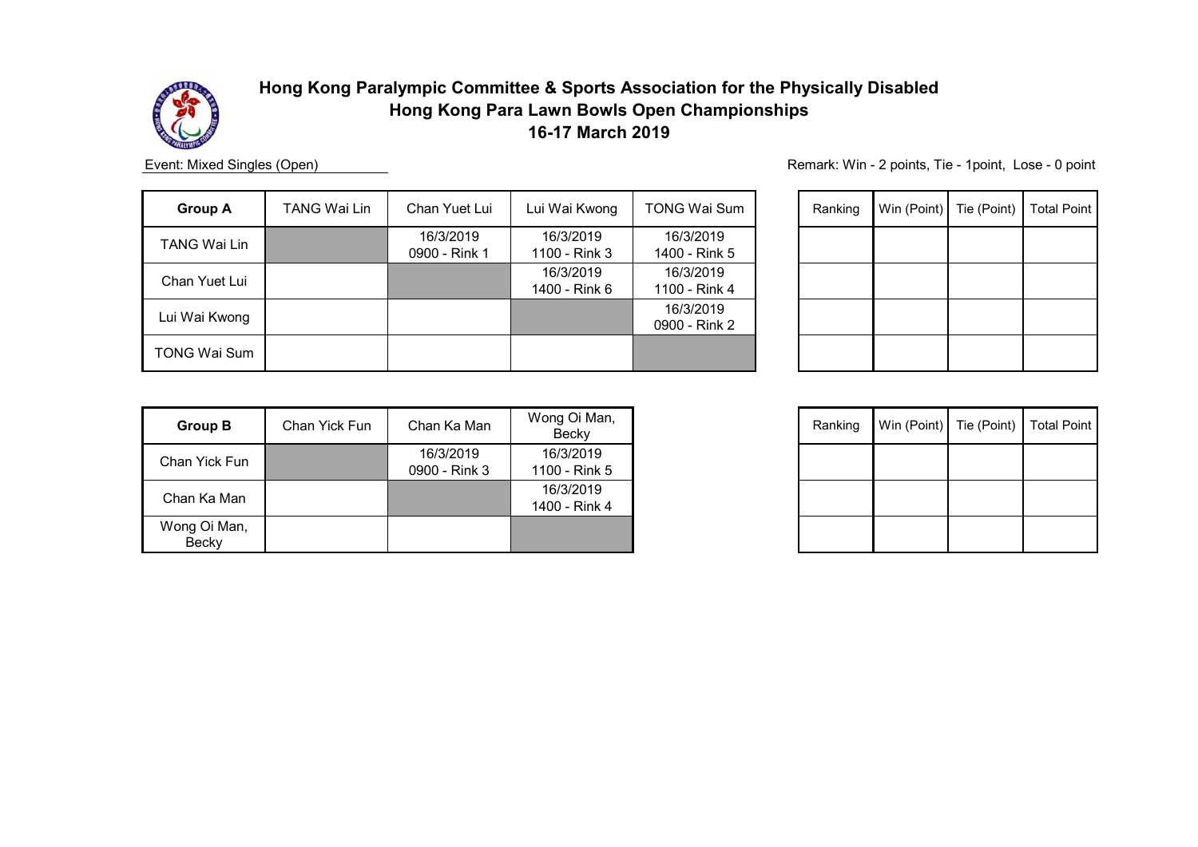# Hong Kong Paralympic Committee & Sports Association for the Physically Disabled
## Hong Kong Para Lawn Bowls Open Championships
### 16-17 March 2019

Event: Mixed Singles (Open)

Remark: Win - 2 points, Tie - 1point, Lose - 0 point

| Group A | TANG Wai Lin | Chan Yuet Lui | Lui Wai Kwong | TONG Wai Sum |
|---|---|---|---|---|
| TANG Wai Lin | | 16/3/2019 0900 - Rink 1 | 16/3/2019 1100 - Rink 3 | 16/3/2019 1400 - Rink 5 |
| Chan Yuet Lui | | | 16/3/2019 1400 - Rink 6 | 16/3/2019 1100 - Rink 4 |
| Lui Wai Kwong | | | | 16/3/2019 0900 - Rink 2 |
| TONG Wai Sum | | | | |

| Ranking | Win (Point) | Tie (Point) | Total Point |
|---|---|---|---|
| | | | |
| | | | |
| | | | |
| | | | |

| Group B | Chan Yick Fun | Chan Ka Man | Wong Oi Man, Becky |
|---|---|---|---|
| Chan Yick Fun | | 16/3/2019 0900 - Rink 3 | 16/3/2019 1100 - Rink 5 |
| Chan Ka Man | | | 16/3/2019 1400 - Rink 4 |
| Wong Oi Man, Becky | | | |

| Ranking | Win (Point) | Tie (Point) | Total Point |
|---|---|---|---|
| | | | |
| | | | |
| | | | |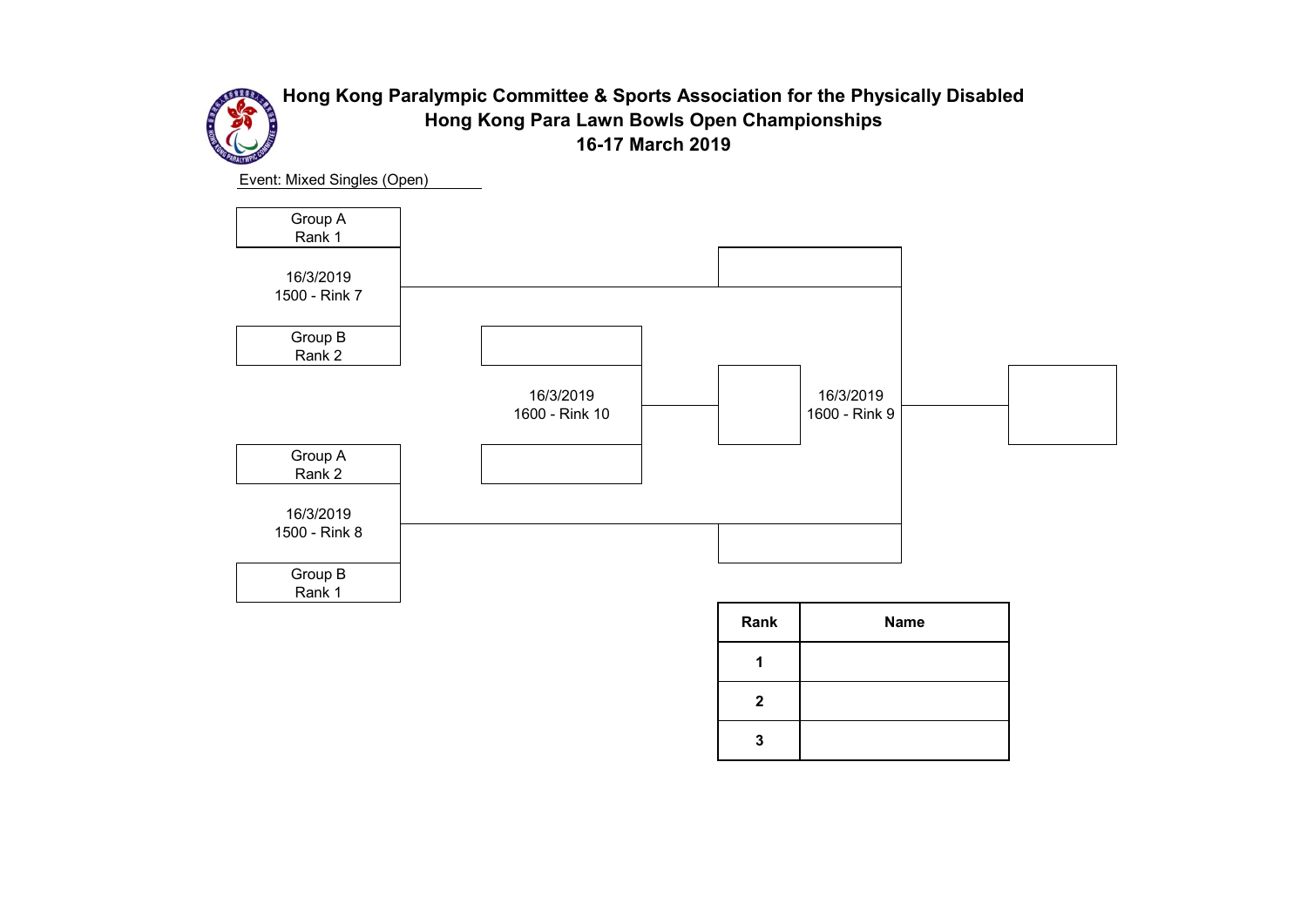# Hong Kong Paralympic Committee & Sports Association for the Physically Disabled
## Hong Kong Para Lawn Bowls Open Championships
### 16-17 March 2019

Event: Mixed Singles (Open)

Group A
Rank 1

16/3/2019
1500 - Rink 7

Group B
Rank 2

16/3/2019
1600 - Rink 10

16/3/2019
1600 - Rink 9

Group A
Rank 2

16/3/2019
1500 - Rink 8

Group B
Rank 1

| Rank | Name |
|---|---|
| 1 | |
| 2 | |
| 3 | |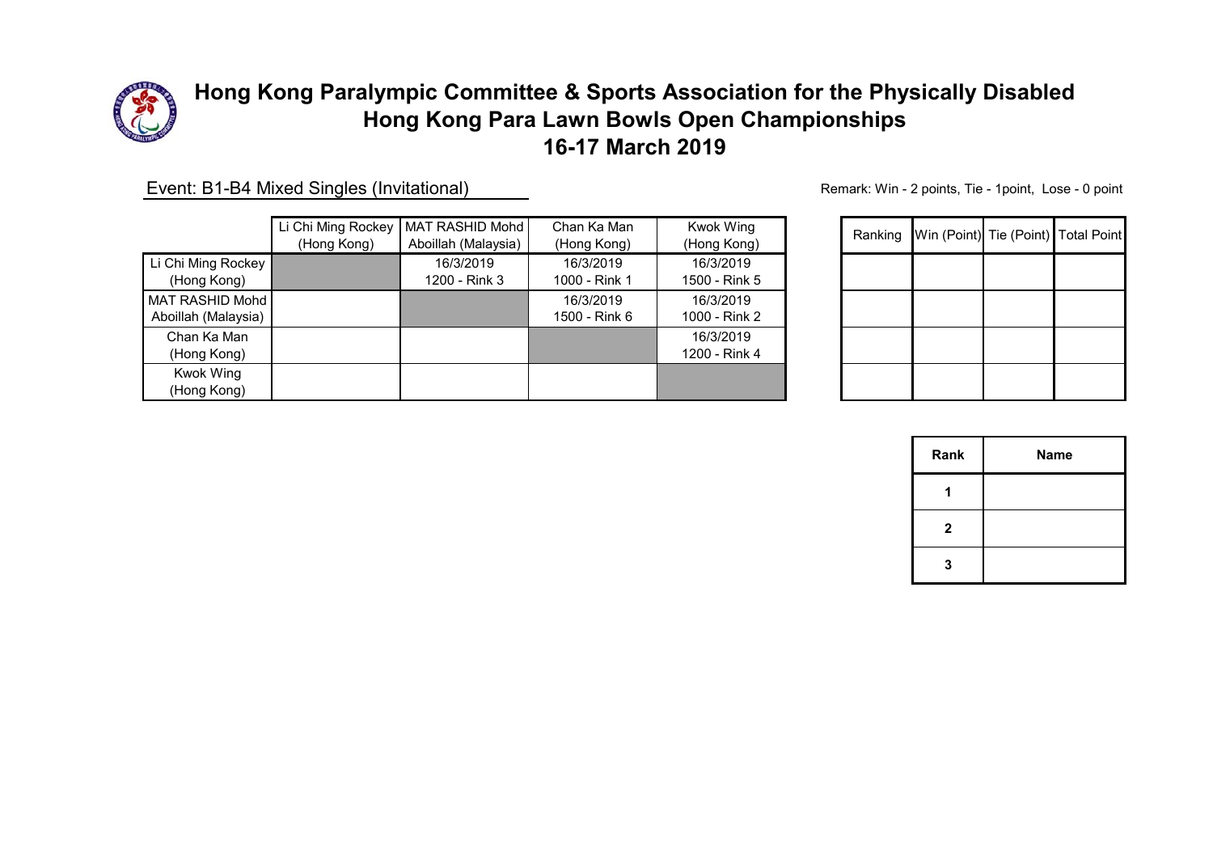# Hong Kong Paralympic Committee & Sports Association for the Physically Disabled
# Hong Kong Para Lawn Bowls Open Championships
# 16-17 March 2019

Event: B1-B4 Mixed Singles (Invitational)

Remark: Win - 2 points, Tie - 1point, Lose - 0 point

| | Li Chi Ming Rockey (Hong Kong) | MAT RASHID Mohd Aboillah (Malaysia) | Chan Ka Man (Hong Kong) | Kwok Wing (Hong Kong) |
|---|---|---|---|---|
| Li Chi Ming Rockey (Hong Kong) | | 16/3/2019 1200 - Rink 3 | 16/3/2019 1000 - Rink 1 | 16/3/2019 1500 - Rink 5 |
| MAT RASHID Mohd Aboillah (Malaysia) | | | 16/3/2019 1500 - Rink 6 | 16/3/2019 1000 - Rink 2 |
| Chan Ka Man (Hong Kong) | | | | 16/3/2019 1200 - Rink 4 |
| Kwok Wing (Hong Kong) | | | | |

| Ranking | Win (Point) | Tie (Point) | Total Point |
|---|---|---|---|
| | | | |
| | | | |
| | | | |
| | | | |

| Rank | Name |
|---|---|
| 1 | |
| 2 | |
| 3 | |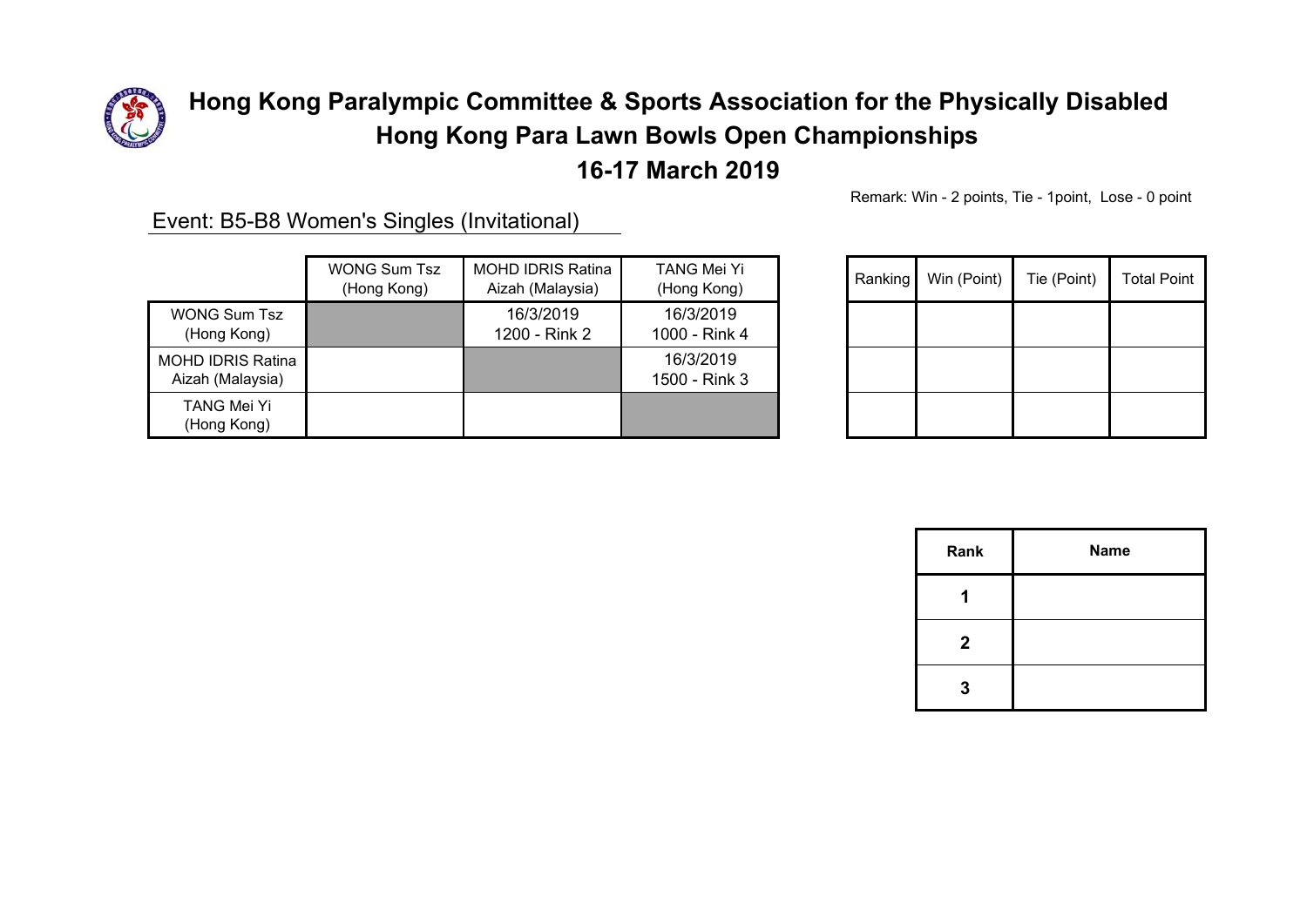# Hong Kong Paralympic Committee & Sports Association for the Physically Disabled
## Hong Kong Para Lawn Bowls Open Championships
## 16-17 March 2019

Remark: Win - 2 points, Tie - 1point, Lose - 0 point

Event: B5-B8 Women's Singles (Invitational)

| | WONG Sum Tsz (Hong Kong) | MOHD IDRIS Ratina Aizah (Malaysia) | TANG Mei Yi (Hong Kong) |
|---|---|---|---|
| WONG Sum Tsz (Hong Kong) | | 16/3/2019 1200 - Rink 2 | 16/3/2019 1000 - Rink 4 |
| MOHD IDRIS Ratina Aizah (Malaysia) | | | 16/3/2019 1500 - Rink 3 |
| TANG Mei Yi (Hong Kong) | | | |

| Ranking | Win (Point) | Tie (Point) | Total Point |
|---|---|---|---|
| | | | |
| | | | |
| | | | |

| Rank | Name |
|---|---|
| 1 | |
| 2 | |
| 3 | |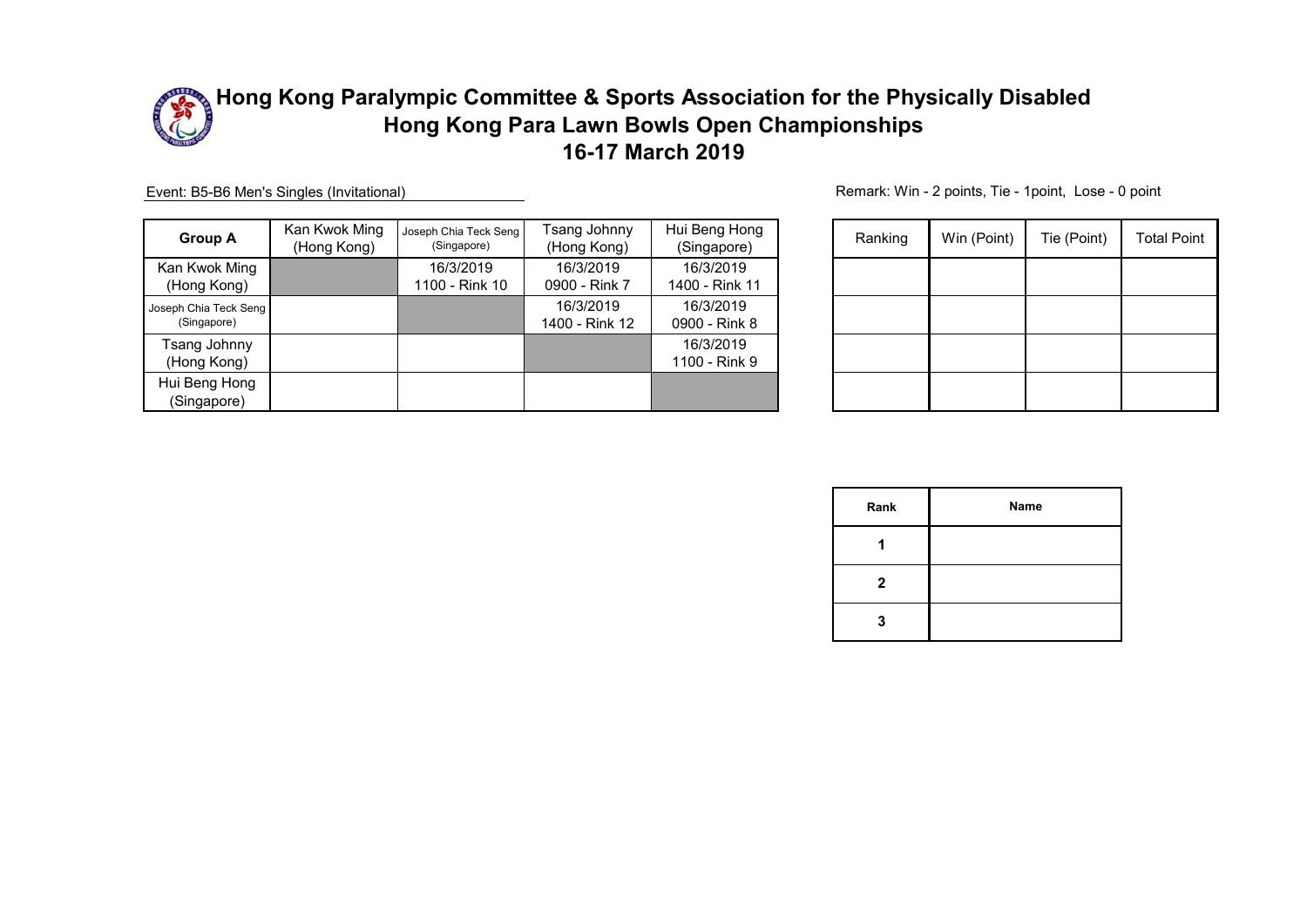# Hong Kong Paralympic Committee & Sports Association for the Physically Disabled
# Hong Kong Para Lawn Bowls Open Championships
# 16-17 March 2019

Event: B5-B6 Men's Singles (Invitational)

Remark: Win - 2 points, Tie - 1point, Lose - 0 point

| Group A | Kan Kwok Ming (Hong Kong) | Joseph Chia Teck Seng (Singapore) | Tsang Johnny (Hong Kong) | Hui Beng Hong (Singapore) |
|---|---|---|---|---|
| Kan Kwok Ming (Hong Kong) | | 16/3/2019 1100 - Rink 10 | 16/3/2019 0900 - Rink 7 | 16/3/2019 1400 - Rink 11 |
| Joseph Chia Teck Seng (Singapore) | | | 16/3/2019 1400 - Rink 12 | 16/3/2019 0900 - Rink 8 |
| Tsang Johnny (Hong Kong) | | | | 16/3/2019 1100 - Rink 9 |
| Hui Beng Hong (Singapore) | | | | |

| Ranking | Win (Point) | Tie (Point) | Total Point |
|---|---|---|---|
| | | | |
| | | | |
| | | | |
| | | | |

| Rank | Name |
|---|---|
| 1 | |
| 2 | |
| 3 | |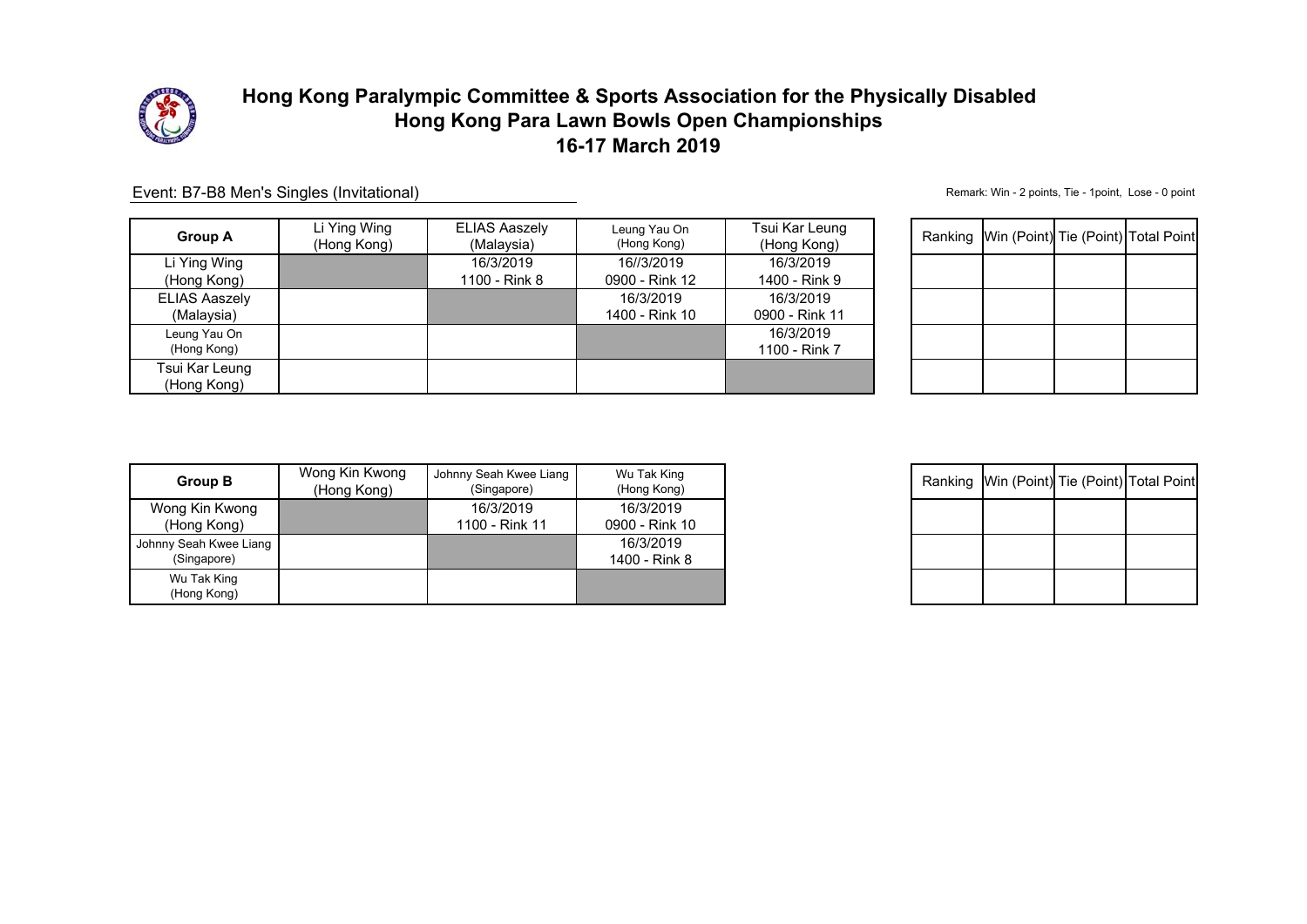# Hong Kong Paralympic Committee & Sports Association for the Physically Disabled
# Hong Kong Para Lawn Bowls Open Championships
# 16-17 March 2019

Event: B7-B8 Men's Singles (Invitational)

Remark: Win - 2 points, Tie - 1point, Lose - 0 point

| **Group A** | Li Ying Wing (Hong Kong) | ELIAS Aaszely (Malaysia) | Leung Yau On (Hong Kong) | Tsui Kar Leung (Hong Kong) |
|---|---|---|---|---|
| Li Ying Wing (Hong Kong) | | 16/3/2019 1100 - Rink 8 | 16//3/2019 0900 - Rink 12 | 16/3/2019 1400 - Rink 9 |
| ELIAS Aaszely (Malaysia) | | | 16/3/2019 1400 - Rink 10 | 16/3/2019 0900 - Rink 11 |
| Leung Yau On (Hong Kong) | | | | 16/3/2019 1100 - Rink 7 |
| Tsui Kar Leung (Hong Kong) | | | | |

| Ranking | Win (Point) | Tie (Point) | Total Point |
|---|---|---|---|
| | | | |
| | | | |
| | | | |
| | | | |

| **Group B** | Wong Kin Kwong (Hong Kong) | Johnny Seah Kwee Liang (Singapore) | Wu Tak King (Hong Kong) |
|---|---|---|---|
| Wong Kin Kwong (Hong Kong) | | 16/3/2019 1100 - Rink 11 | 16/3/2019 0900 - Rink 10 |
| Johnny Seah Kwee Liang (Singapore) | | | 16/3/2019 1400 - Rink 8 |
| Wu Tak King (Hong Kong) | | | |

| Ranking | Win (Point) | Tie (Point) | Total Point |
|---|---|---|---|
| | | | |
| | | | |
| | | | |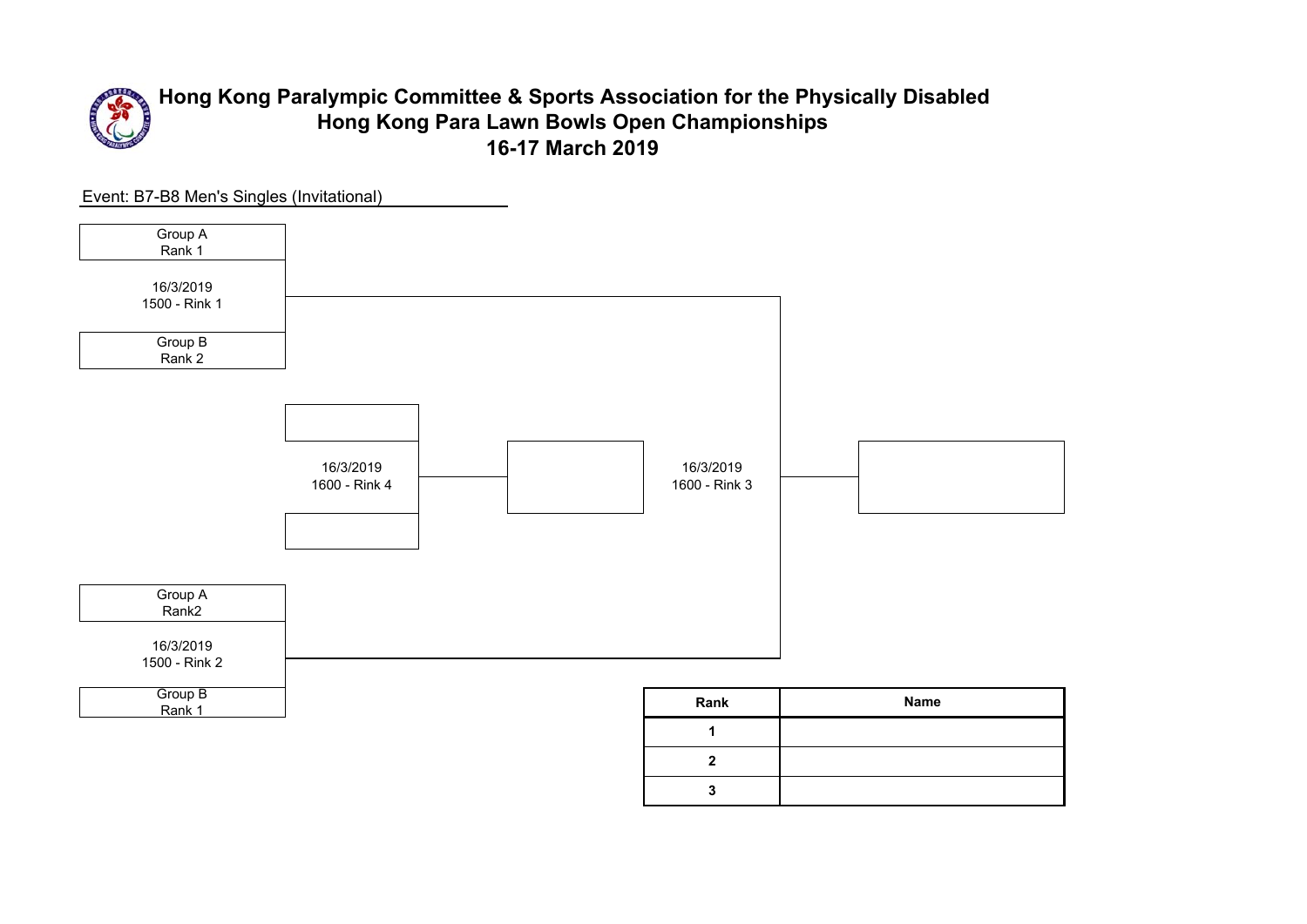# Hong Kong Paralympic Committee & Sports Association for the Physically Disabled
## Hong Kong Para Lawn Bowls Open Championships
## 16-17 March 2019

Event: B7-B8 Men's Singles (Invitational)

Group A
Rank 1

16/3/2019
1500 - Rink 1

Group B
Rank 2

16/3/2019
1600 - Rink 4

16/3/2019
1600 - Rink 3

Group A
Rank2

16/3/2019
1500 - Rink 2

Group B
Rank 1

| Rank | Name |
|---|---|
| 1 | |
| 2 | |
| 3 | |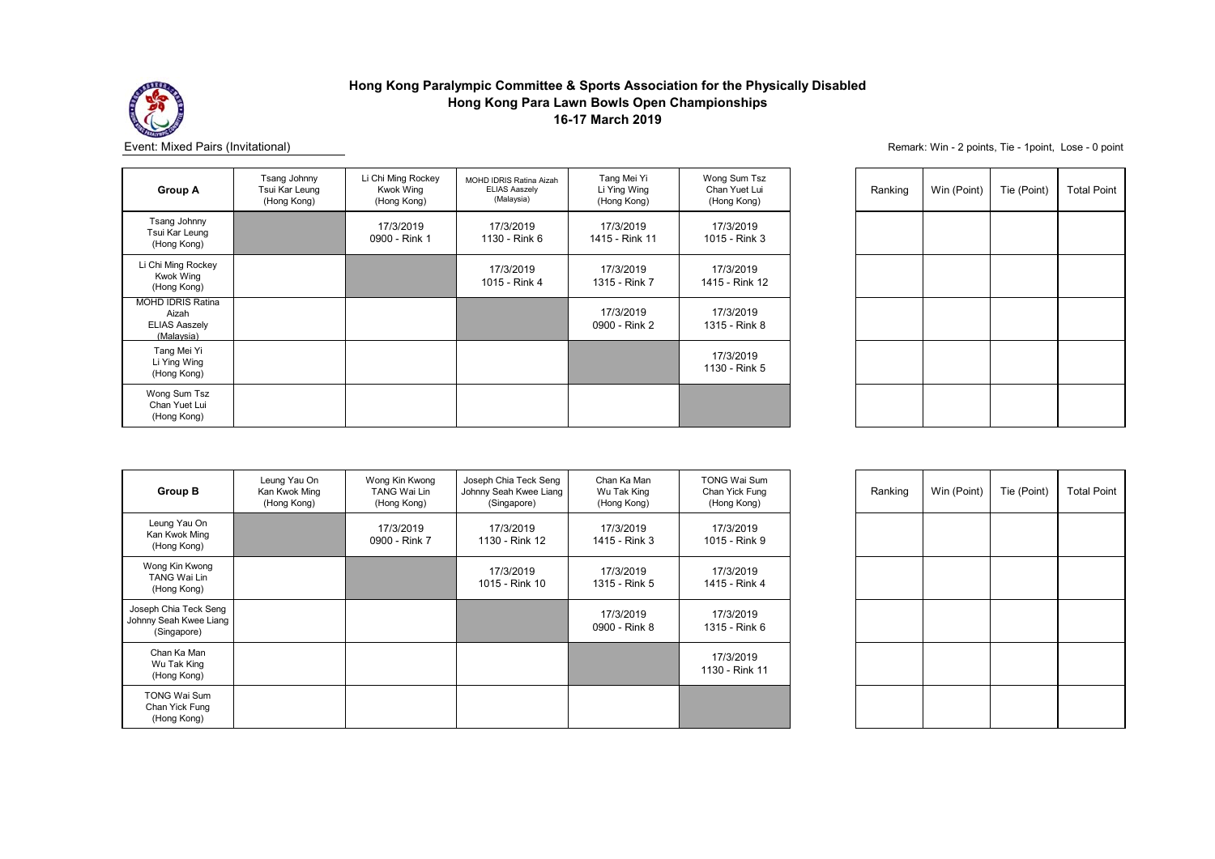## Hong Kong Paralympic Committee & Sports Association for the Physically Disabled
## Hong Kong Para Lawn Bowls Open Championships
## 16-17 March 2019

Event: Mixed Pairs (Invitational)

Remark: Win - 2 points, Tie - 1point, Lose - 0 point

| Group A | Tsang Johnny Tsui Kar Leung (Hong Kong) | Li Chi Ming Rockey Kwok Wing (Hong Kong) | MOHD IDRIS Ratina Aizah ELIAS Aaszely (Malaysia) | Tang Mei Yi Li Ying Wing (Hong Kong) | Wong Sum Tsz Chan Yuet Lui (Hong Kong) |
|---|---|---|---|---|---|
| Tsang Johnny Tsui Kar Leung (Hong Kong) | | 17/3/2019 0900 - Rink 1 | 17/3/2019 1130 - Rink 6 | 17/3/2019 1415 - Rink 11 | 17/3/2019 1015 - Rink 3 |
| Li Chi Ming Rockey Kwok Wing (Hong Kong) | | | 17/3/2019 1015 - Rink 4 | 17/3/2019 1315 - Rink 7 | 17/3/2019 1415 - Rink 12 |
| MOHD IDRIS Ratina Aizah ELIAS Aaszely (Malaysia) | | | | 17/3/2019 0900 - Rink 2 | 17/3/2019 1315 - Rink 8 |
| Tang Mei Yi Li Ying Wing (Hong Kong) | | | | | 17/3/2019 1130 - Rink 5 |
| Wong Sum Tsz Chan Yuet Lui (Hong Kong) | | | | | |

| Ranking | Win (Point) | Tie (Point) | Total Point |
|---|---|---|---|
| | | | |
| | | | |
| | | | |
| | | | |
| | | | |

| Group B | Leung Yau On Kan Kwok Ming (Hong Kong) | Wong Kin Kwong TANG Wai Lin (Hong Kong) | Joseph Chia Teck Seng Johnny Seah Kwee Liang (Singapore) | Chan Ka Man Wu Tak King (Hong Kong) | TONG Wai Sum Chan Yick Fung (Hong Kong) |
|---|---|---|---|---|---|
| Leung Yau On Kan Kwok Ming (Hong Kong) | | 17/3/2019 0900 - Rink 7 | 17/3/2019 1130 - Rink 12 | 17/3/2019 1415 - Rink 3 | 17/3/2019 1015 - Rink 9 |
| Wong Kin Kwong TANG Wai Lin (Hong Kong) | | | 17/3/2019 1015 - Rink 10 | 17/3/2019 1315 - Rink 5 | 17/3/2019 1415 - Rink 4 |
| Joseph Chia Teck Seng Johnny Seah Kwee Liang (Singapore) | | | | 17/3/2019 0900 - Rink 8 | 17/3/2019 1315 - Rink 6 |
| Chan Ka Man Wu Tak King (Hong Kong) | | | | | 17/3/2019 1130 - Rink 11 |
| TONG Wai Sum Chan Yick Fung (Hong Kong) | | | | | |

| Ranking | Win (Point) | Tie (Point) | Total Point |
|---|---|---|---|
| | | | |
| | | | |
| | | | |
| | | | |
| | | | |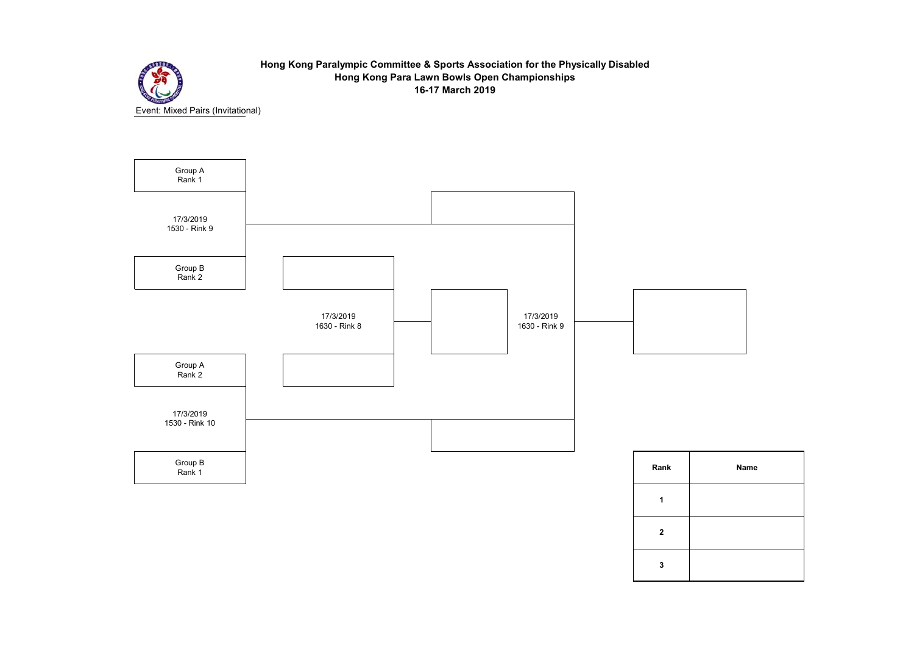**Hong Kong Paralympic Committee & Sports Association for the Physically Disabled**
**Hong Kong Para Lawn Bowls Open Championships**
**16-17 March 2019**

Event: Mixed Pairs (Invitational)

Group A
Rank 1

17/3/2019
1530 - Rink 9

Group B
Rank 2

17/3/2019
1630 - Rink 8

17/3/2019
1630 - Rink 9

Group A
Rank 2

17/3/2019
1530 - Rink 10

Group B
Rank 1

| Rank | Name |
|---|---|
| 1 | |
| 2 | |
| 3 | |